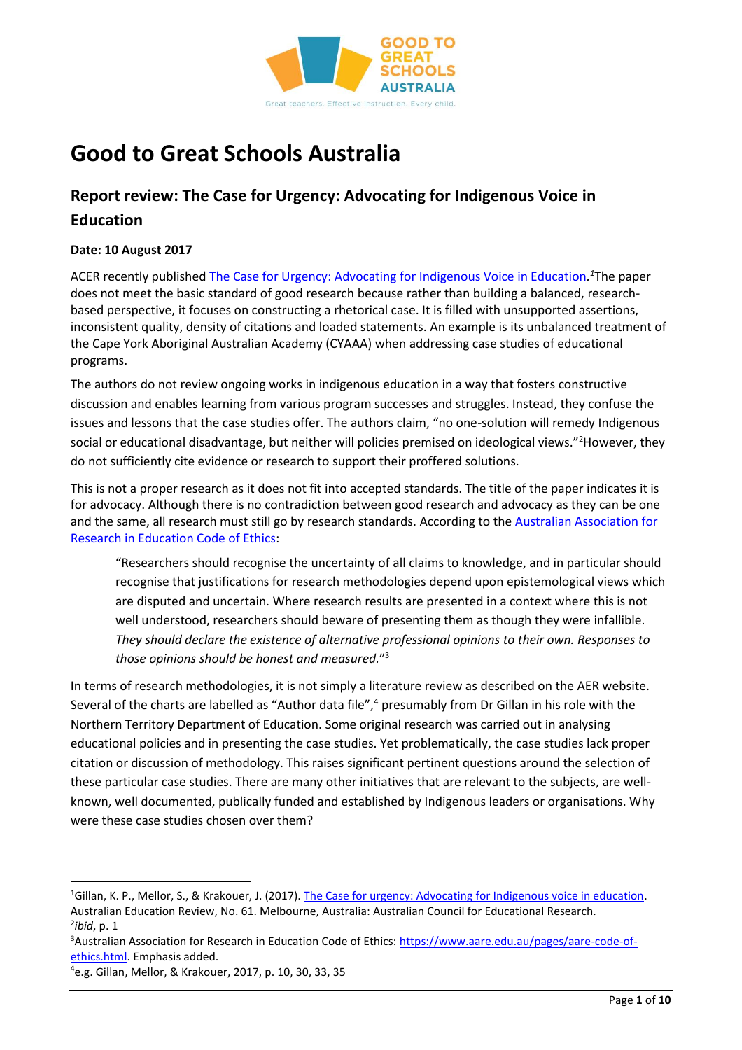# Good to Great Schools Australia

## Report review: The Case for Urgency: Advocating for Indigenous Voice in Education

**Date: 10 August 2017**

ACER recently published [The Case for Urgency: Advocating for Indigenous Voice in Education](). [1] The paper does not meet the basic standard of good research because rather than building a balanced, research-based perspective, it focuses on constructing a rhetorical case. It is filled with unsupported assertions, inconsistent quality, density of citations and loaded statements. An example is its unbalanced treatment of the Cape York Aboriginal Australian Academy (CYAAA) when addressing case studies of educational programs.

The authors do not review ongoing works in indigenous education in a way that fosters constructive discussion and enables learning from various program successes and struggles. Instead, they confuse the issues and lessons that the case studies offer. The authors claim, "no one-solution will remedy Indigenous social or educational disadvantage, but neither will policies premised on ideological views."[2] However, they do not sufficiently cite evidence or research to support their proffered solutions.

This is not a proper research as it does not fit into accepted standards. The title of the paper indicates it is for advocacy. Although there is no contradiction between good research and advocacy as they can be one and the same, all research must still go by research standards. According to the [Australian Association for Research in Education Code of Ethics]():

> "Researchers should recognise the uncertainty of all claims to knowledge, and in particular should recognise that justifications for research methodologies depend upon epistemological views which are disputed and uncertain. Where research results are presented in a context where this is not well understood, researchers should beware of presenting them as though they were infallible. *They should declare the existence of alternative professional opinions to their own. Responses to those opinions should be honest and measured.*"[3]

In terms of research methodologies, it is not simply a literature review as described on the AER website. Several of the charts are labelled as "Author data file",[4] presumably from Dr Gillan in his role with the Northern Territory Department of Education. Some original research was carried out in analysing educational policies and in presenting the case studies. Yet problematically, the case studies lack proper citation or discussion of methodology. This raises significant pertinent questions around the selection of these particular case studies. There are many other initiatives that are relevant to the subjects, are well-known, well documented, publically funded and established by Indigenous leaders or organisations. Why were these case studies chosen over them?

---

[1] Gillan, K. P., Mellor, S., & Krakouer, J. (2017). [The Case for urgency: Advocating for Indigenous voice in education](). Australian Education Review, No. 61. Melbourne, Australia: Australian Council for Educational Research.

[2] *ibid*, p. 1

[3] Australian Association for Research in Education Code of Ethics: https://www.aare.edu.au/pages/aare-code-of-ethics.html. Emphasis added.

[4] e.g. Gillan, Mellor, & Krakouer, 2017, p. 10, 30, 33, 35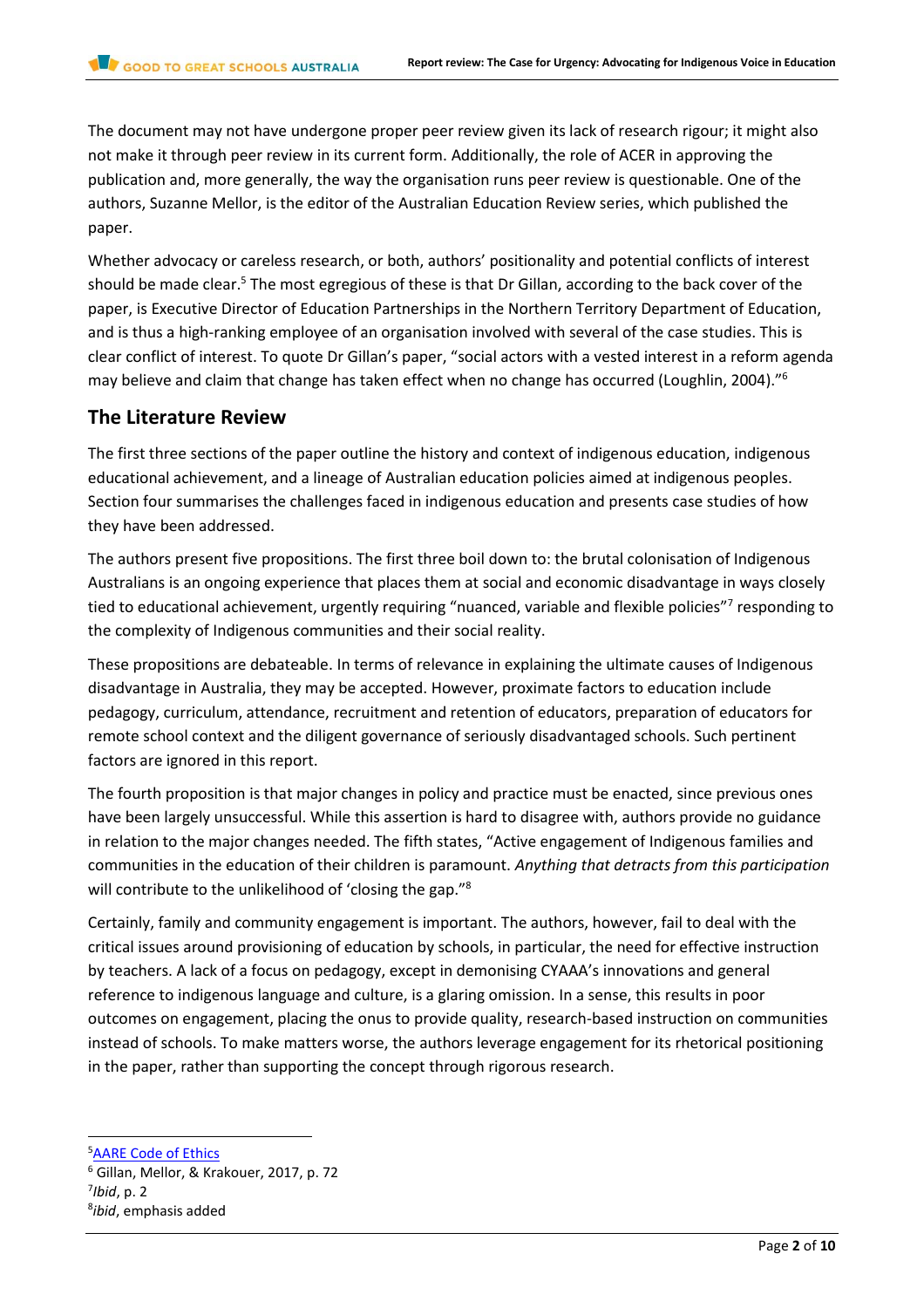The document may not have undergone proper peer review given its lack of research rigour; it might also not make it through peer review in its current form. Additionally, the role of ACER in approving the publication and, more generally, the way the organisation runs peer review is questionable. One of the authors, Suzanne Mellor, is the editor of the Australian Education Review series, which published the paper.

Whether advocacy or careless research, or both, authors' positionality and potential conflicts of interest should be made clear.[5] The most egregious of these is that Dr Gillan, according to the back cover of the paper, is Executive Director of Education Partnerships in the Northern Territory Department of Education, and is thus a high-ranking employee of an organisation involved with several of the case studies. This is clear conflict of interest. To quote Dr Gillan's paper, "social actors with a vested interest in a reform agenda may believe and claim that change has taken effect when no change has occurred (Loughlin, 2004)."[6]

## The Literature Review

The first three sections of the paper outline the history and context of indigenous education, indigenous educational achievement, and a lineage of Australian education policies aimed at indigenous peoples. Section four summarises the challenges faced in indigenous education and presents case studies of how they have been addressed.

The authors present five propositions. The first three boil down to: the brutal colonisation of Indigenous Australians is an ongoing experience that places them at social and economic disadvantage in ways closely tied to educational achievement, urgently requiring "nuanced, variable and flexible policies"[7] responding to the complexity of Indigenous communities and their social reality.

These propositions are debateable. In terms of relevance in explaining the ultimate causes of Indigenous disadvantage in Australia, they may be accepted. However, proximate factors to education include pedagogy, curriculum, attendance, recruitment and retention of educators, preparation of educators for remote school context and the diligent governance of seriously disadvantaged schools. Such pertinent factors are ignored in this report.

The fourth proposition is that major changes in policy and practice must be enacted, since previous ones have been largely unsuccessful. While this assertion is hard to disagree with, authors provide no guidance in relation to the major changes needed. The fifth states, "Active engagement of Indigenous families and communities in the education of their children is paramount. *Anything that detracts from this participation* will contribute to the unlikelihood of 'closing the gap."[8]

Certainly, family and community engagement is important. The authors, however, fail to deal with the critical issues around provisioning of education by schools, in particular, the need for effective instruction by teachers. A lack of a focus on pedagogy, except in demonising CYAAA's innovations and general reference to indigenous language and culture, is a glaring omission. In a sense, this results in poor outcomes on engagement, placing the onus to provide quality, research-based instruction on communities instead of schools. To make matters worse, the authors leverage engagement for its rhetorical positioning in the paper, rather than supporting the concept through rigorous research.

---

[5] AARE Code of Ethics
[6] Gillan, Mellor, & Krakouer, 2017, p. 72
[7] *Ibid*, p. 2
[8] *ibid*, emphasis added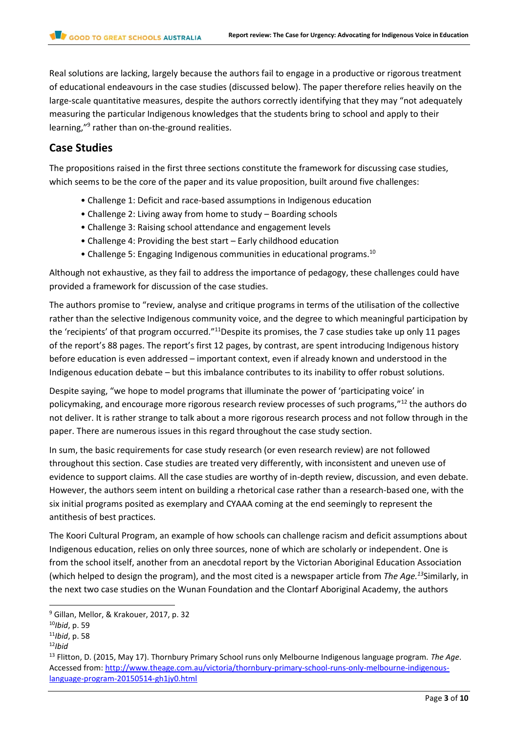Real solutions are lacking, largely because the authors fail to engage in a productive or rigorous treatment of educational endeavours in the case studies (discussed below). The paper therefore relies heavily on the large-scale quantitative measures, despite the authors correctly identifying that they may "not adequately measuring the particular Indigenous knowledges that the students bring to school and apply to their learning,"[9] rather than on-the-ground realities.

## Case Studies

The propositions raised in the first three sections constitute the framework for discussing case studies, which seems to be the core of the paper and its value proposition, built around five challenges:

- Challenge 1: Deficit and race-based assumptions in Indigenous education
- Challenge 2: Living away from home to study – Boarding schools
- Challenge 3: Raising school attendance and engagement levels
- Challenge 4: Providing the best start – Early childhood education
- Challenge 5: Engaging Indigenous communities in educational programs.[10]

Although not exhaustive, as they fail to address the importance of pedagogy, these challenges could have provided a framework for discussion of the case studies.

The authors promise to "review, analyse and critique programs in terms of the utilisation of the collective rather than the selective Indigenous community voice, and the degree to which meaningful participation by the 'recipients' of that program occurred."[11]Despite its promises, the 7 case studies take up only 11 pages of the report's 88 pages. The report's first 12 pages, by contrast, are spent introducing Indigenous history before education is even addressed – important context, even if already known and understood in the Indigenous education debate – but this imbalance contributes to its inability to offer robust solutions.

Despite saying, "we hope to model programs that illuminate the power of 'participating voice' in policymaking, and encourage more rigorous research review processes of such programs,"[12] the authors do not deliver. It is rather strange to talk about a more rigorous research process and not follow through in the paper. There are numerous issues in this regard throughout the case study section.

In sum, the basic requirements for case study research (or even research review) are not followed throughout this section. Case studies are treated very differently, with inconsistent and uneven use of evidence to support claims. All the case studies are worthy of in-depth review, discussion, and even debate. However, the authors seem intent on building a rhetorical case rather than a research-based one, with the six initial programs posited as exemplary and CYAAA coming at the end seemingly to represent the antithesis of best practices.

The Koori Cultural Program, an example of how schools can challenge racism and deficit assumptions about Indigenous education, relies on only three sources, none of which are scholarly or independent. One is from the school itself, another from an anecdotal report by the Victorian Aboriginal Education Association (which helped to design the program), and the most cited is a newspaper article from *The Age.*[13]Similarly, in the next two case studies on the Wunan Foundation and the Clontarf Aboriginal Academy, the authors

---

[9] Gillan, Mellor, & Krakouer, 2017, p. 32

[10] *Ibid*, p. 59

[11] *Ibid*, p. 58

[12] *Ibid*

[13] Flitton, D. (2015, May 17). Thornbury Primary School runs only Melbourne Indigenous language program. *The Age*. Accessed from: http://www.theage.com.au/victoria/thornbury-primary-school-runs-only-melbourne-indigenous-language-program-20150514-gh1jy0.html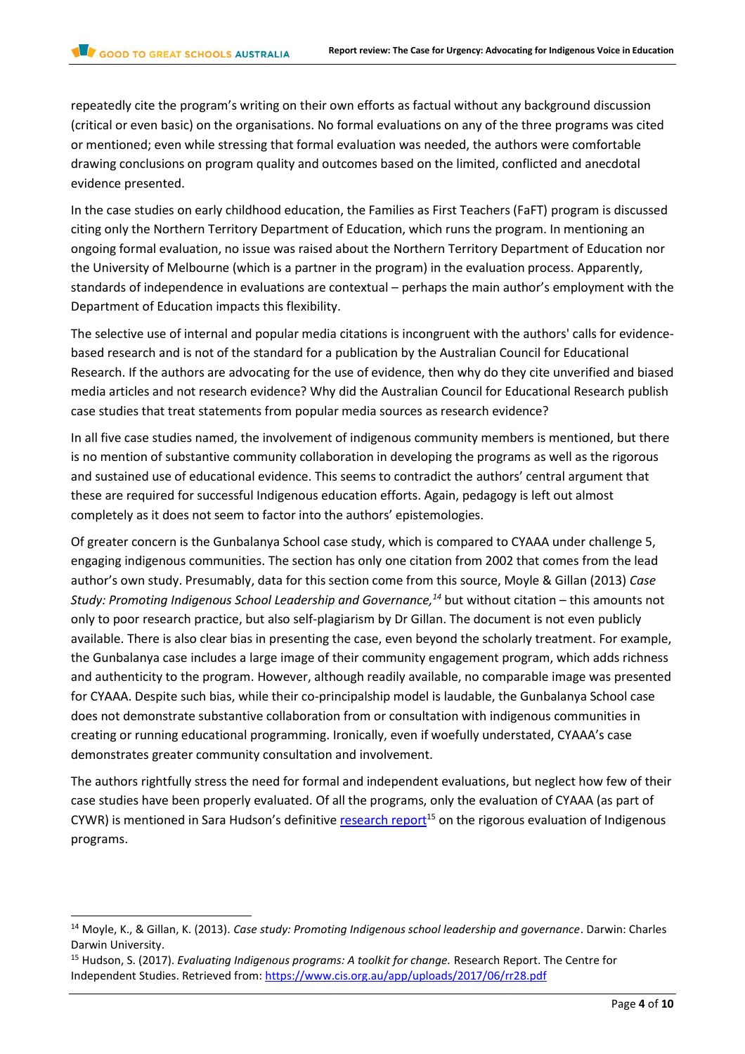repeatedly cite the program's writing on their own efforts as factual without any background discussion (critical or even basic) on the organisations. No formal evaluations on any of the three programs was cited or mentioned; even while stressing that formal evaluation was needed, the authors were comfortable drawing conclusions on program quality and outcomes based on the limited, conflicted and anecdotal evidence presented.

In the case studies on early childhood education, the Families as First Teachers (FaFT) program is discussed citing only the Northern Territory Department of Education, which runs the program. In mentioning an ongoing formal evaluation, no issue was raised about the Northern Territory Department of Education nor the University of Melbourne (which is a partner in the program) in the evaluation process. Apparently, standards of independence in evaluations are contextual – perhaps the main author's employment with the Department of Education impacts this flexibility.

The selective use of internal and popular media citations is incongruent with the authors' calls for evidence-based research and is not of the standard for a publication by the Australian Council for Educational Research. If the authors are advocating for the use of evidence, then why do they cite unverified and biased media articles and not research evidence? Why did the Australian Council for Educational Research publish case studies that treat statements from popular media sources as research evidence?

In all five case studies named, the involvement of indigenous community members is mentioned, but there is no mention of substantive community collaboration in developing the programs as well as the rigorous and sustained use of educational evidence. This seems to contradict the authors' central argument that these are required for successful Indigenous education efforts. Again, pedagogy is left out almost completely as it does not seem to factor into the authors' epistemologies.

Of greater concern is the Gunbalanya School case study, which is compared to CYAAA under challenge 5, engaging indigenous communities. The section has only one citation from 2002 that comes from the lead author's own study. Presumably, data for this section come from this source, Moyle & Gillan (2013) *Case Study: Promoting Indigenous School Leadership and Governance,*[14] but without citation – this amounts not only to poor research practice, but also self-plagiarism by Dr Gillan. The document is not even publicly available. There is also clear bias in presenting the case, even beyond the scholarly treatment. For example, the Gunbalanya case includes a large image of their community engagement program, which adds richness and authenticity to the program. However, although readily available, no comparable image was presented for CYAAA. Despite such bias, while their co-principalship model is laudable, the Gunbalanya School case does not demonstrate substantive collaboration from or consultation with indigenous communities in creating or running educational programming. Ironically, even if woefully understated, CYAAA's case demonstrates greater community consultation and involvement.

The authors rightfully stress the need for formal and independent evaluations, but neglect how few of their case studies have been properly evaluated. Of all the programs, only the evaluation of CYAAA (as part of CYWR) is mentioned in Sara Hudson's definitive research report[15] on the rigorous evaluation of Indigenous programs.

---

[14] Moyle, K., & Gillan, K. (2013). *Case study: Promoting Indigenous school leadership and governance*. Darwin: Charles Darwin University.

[15] Hudson, S. (2017). *Evaluating Indigenous programs: A toolkit for change.* Research Report. The Centre for Independent Studies. Retrieved from: https://www.cis.org.au/app/uploads/2017/06/rr28.pdf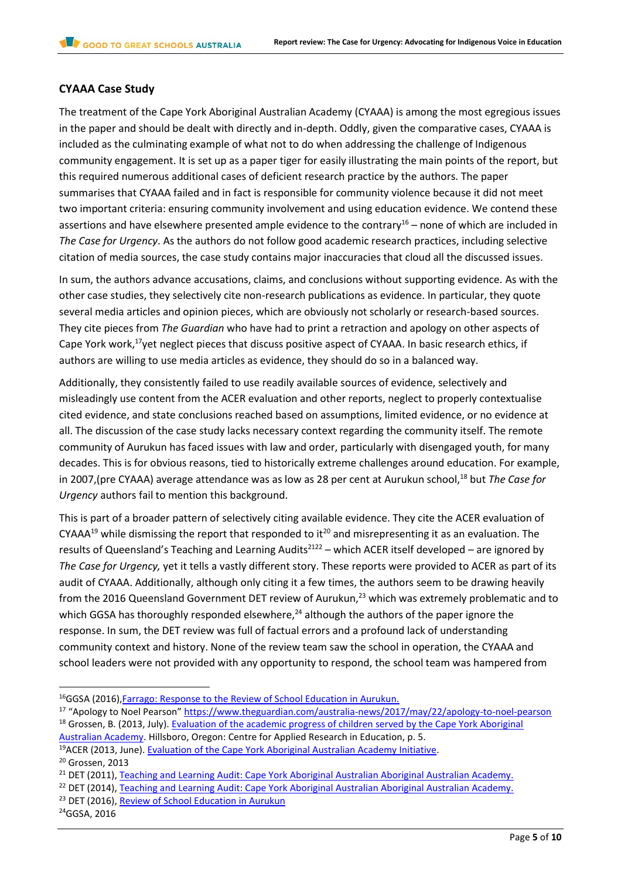### CYAAA Case Study

The treatment of the Cape York Aboriginal Australian Academy (CYAAA) is among the most egregious issues in the paper and should be dealt with directly and in-depth. Oddly, given the comparative cases, CYAAA is included as the culminating example of what not to do when addressing the challenge of Indigenous community engagement. It is set up as a paper tiger for easily illustrating the main points of the report, but this required numerous additional cases of deficient research practice by the authors. The paper summarises that CYAAA failed and in fact is responsible for community violence because it did not meet two important criteria: ensuring community involvement and using education evidence. We contend these assertions and have elsewhere presented ample evidence to the contrary[16] – none of which are included in *The Case for Urgency*. As the authors do not follow good academic research practices, including selective citation of media sources, the case study contains major inaccuracies that cloud all the discussed issues.

In sum, the authors advance accusations, claims, and conclusions without supporting evidence. As with the other case studies, they selectively cite non-research publications as evidence. In particular, they quote several media articles and opinion pieces, which are obviously not scholarly or research-based sources. They cite pieces from *The Guardian* who have had to print a retraction and apology on other aspects of Cape York work,[17]yet neglect pieces that discuss positive aspect of CYAAA. In basic research ethics, if authors are willing to use media articles as evidence, they should do so in a balanced way.

Additionally, they consistently failed to use readily available sources of evidence, selectively and misleadingly use content from the ACER evaluation and other reports, neglect to properly contextualise cited evidence, and state conclusions reached based on assumptions, limited evidence, or no evidence at all. The discussion of the case study lacks necessary context regarding the community itself. The remote community of Aurukun has faced issues with law and order, particularly with disengaged youth, for many decades. This is for obvious reasons, tied to historically extreme challenges around education. For example, in 2007,(pre CYAAA) average attendance was as low as 28 per cent at Aurukun school,[18] but *The Case for Urgency* authors fail to mention this background.

This is part of a broader pattern of selectively citing available evidence. They cite the ACER evaluation of CYAAA[19] while dismissing the report that responded to it[20] and misrepresenting it as an evaluation. The results of Queensland's Teaching and Learning Audits[21][22] – which ACER itself developed – are ignored by *The Case for Urgency,* yet it tells a vastly different story. These reports were provided to ACER as part of its audit of CYAAA. Additionally, although only citing it a few times, the authors seem to be drawing heavily from the 2016 Queensland Government DET review of Aurukun,[23] which was extremely problematic and to which GGSA has thoroughly responded elsewhere,[24] although the authors of the paper ignore the response. In sum, the DET review was full of factual errors and a profound lack of understanding community context and history. None of the review team saw the school in operation, the CYAAA and school leaders were not provided with any opportunity to respond, the school team was hampered from

---

[16]GGSA (2016),[Farrago: Response to the Review of School Education in Aurukun.]()

[17] "Apology to Noel Pearson" https://www.theguardian.com/australia-news/2017/may/22/apology-to-noel-pearson

[18] Grossen, B. (2013, July). [Evaluation of the academic progress of children served by the Cape York Aboriginal Australian Academy](). Hillsboro, Oregon: Centre for Applied Research in Education, p. 5.

[19]ACER (2013, June). [Evaluation of the Cape York Aboriginal Australian Academy Initiative]().

[20] Grossen, 2013

[21] DET (2011), [Teaching and Learning Audit: Cape York Aboriginal Australian Aboriginal Australian Academy.]()

[22] DET (2014), [Teaching and Learning Audit: Cape York Aboriginal Australian Aboriginal Australian Academy.]()

[23] DET (2016), [Review of School Education in Aurukun]()

[24]GGSA, 2016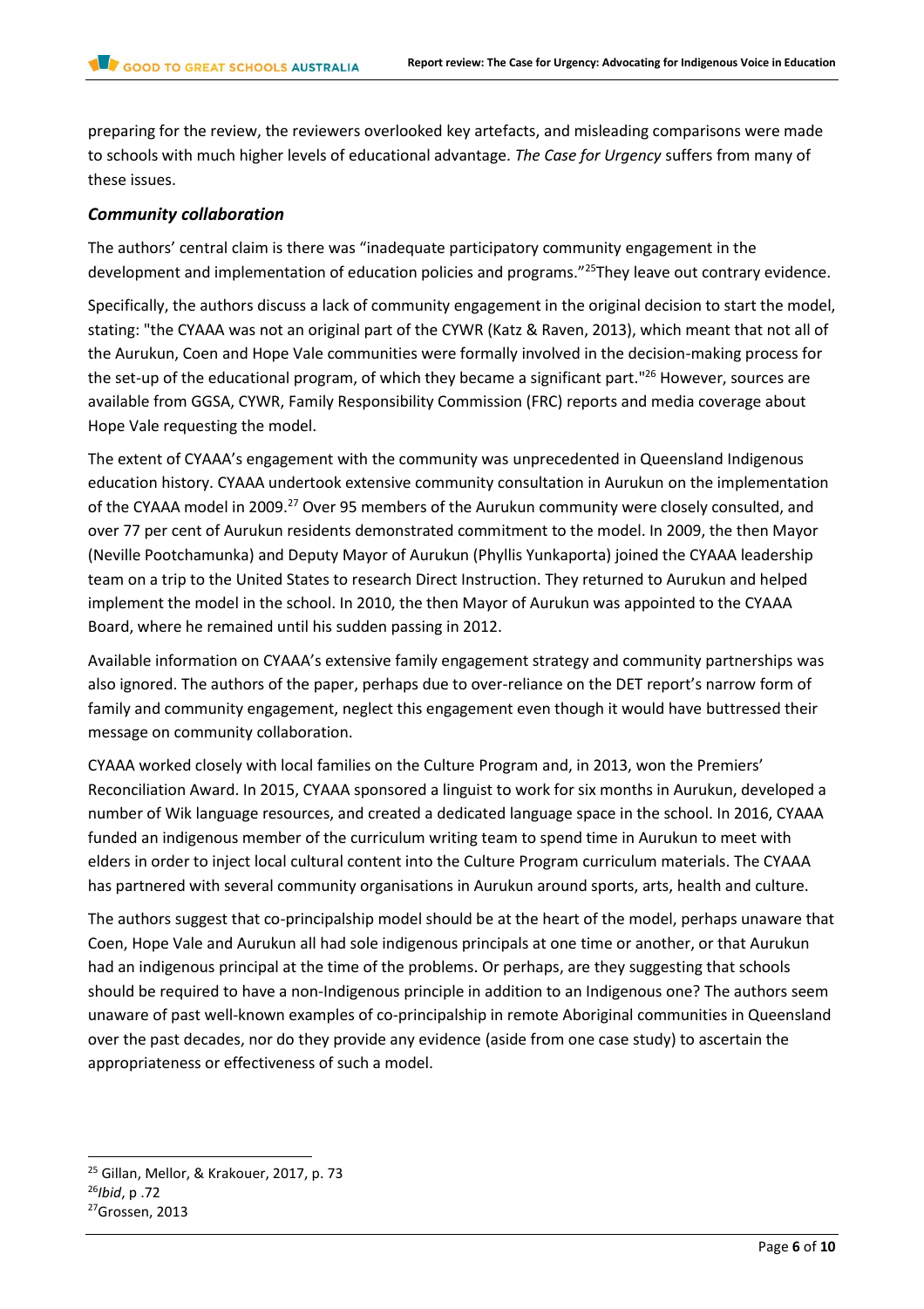preparing for the review, the reviewers overlooked key artefacts, and misleading comparisons were made to schools with much higher levels of educational advantage. *The Case for Urgency* suffers from many of these issues.

### *Community collaboration*

The authors' central claim is there was "inadequate participatory community engagement in the development and implementation of education policies and programs."[25]They leave out contrary evidence.

Specifically, the authors discuss a lack of community engagement in the original decision to start the model, stating: "the CYAAA was not an original part of the CYWR (Katz & Raven, 2013), which meant that not all of the Aurukun, Coen and Hope Vale communities were formally involved in the decision-making process for the set-up of the educational program, of which they became a significant part."[26] However, sources are available from GGSA, CYWR, Family Responsibility Commission (FRC) reports and media coverage about Hope Vale requesting the model.

The extent of CYAAA's engagement with the community was unprecedented in Queensland Indigenous education history. CYAAA undertook extensive community consultation in Aurukun on the implementation of the CYAAA model in 2009.[27] Over 95 members of the Aurukun community were closely consulted, and over 77 per cent of Aurukun residents demonstrated commitment to the model. In 2009, the then Mayor (Neville Pootchamunka) and Deputy Mayor of Aurukun (Phyllis Yunkaporta) joined the CYAAA leadership team on a trip to the United States to research Direct Instruction. They returned to Aurukun and helped implement the model in the school. In 2010, the then Mayor of Aurukun was appointed to the CYAAA Board, where he remained until his sudden passing in 2012.

Available information on CYAAA's extensive family engagement strategy and community partnerships was also ignored. The authors of the paper, perhaps due to over-reliance on the DET report's narrow form of family and community engagement, neglect this engagement even though it would have buttressed their message on community collaboration.

CYAAA worked closely with local families on the Culture Program and, in 2013, won the Premiers' Reconciliation Award. In 2015, CYAAA sponsored a linguist to work for six months in Aurukun, developed a number of Wik language resources, and created a dedicated language space in the school. In 2016, CYAAA funded an indigenous member of the curriculum writing team to spend time in Aurukun to meet with elders in order to inject local cultural content into the Culture Program curriculum materials. The CYAAA has partnered with several community organisations in Aurukun around sports, arts, health and culture.

The authors suggest that co-principalship model should be at the heart of the model, perhaps unaware that Coen, Hope Vale and Aurukun all had sole indigenous principals at one time or another, or that Aurukun had an indigenous principal at the time of the problems. Or perhaps, are they suggesting that schools should be required to have a non-Indigenous principle in addition to an Indigenous one? The authors seem unaware of past well-known examples of co-principalship in remote Aboriginal communities in Queensland over the past decades, nor do they provide any evidence (aside from one case study) to ascertain the appropriateness or effectiveness of such a model.

---

[25] Gillan, Mellor, & Krakouer, 2017, p. 73

[26]*Ibid*, p .72

[27]Grossen, 2013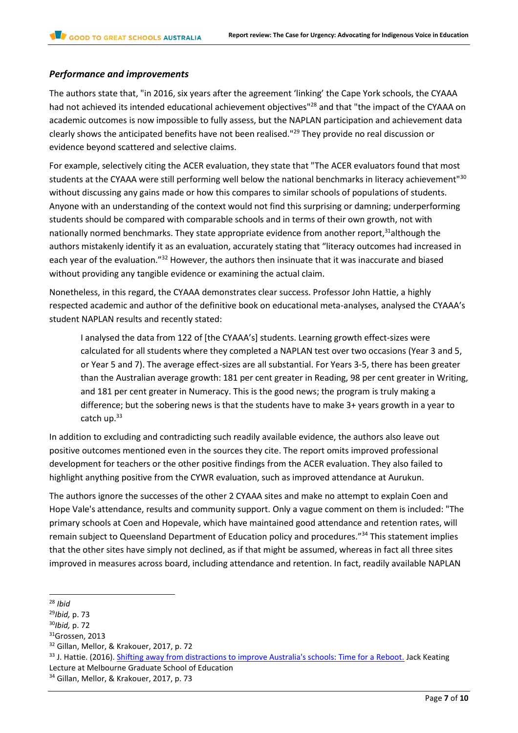### *Performance and improvements*

The authors state that, "in 2016, six years after the agreement 'linking' the Cape York schools, the CYAAA had not achieved its intended educational achievement objectives"[28] and that "the impact of the CYAAA on academic outcomes is now impossible to fully assess, but the NAPLAN participation and achievement data clearly shows the anticipated benefits have not been realised."[29] They provide no real discussion or evidence beyond scattered and selective claims.

For example, selectively citing the ACER evaluation, they state that "The ACER evaluators found that most students at the CYAAA were still performing well below the national benchmarks in literacy achievement"[30] without discussing any gains made or how this compares to similar schools of populations of students. Anyone with an understanding of the context would not find this surprising or damning; underperforming students should be compared with comparable schools and in terms of their own growth, not with nationally normed benchmarks. They state appropriate evidence from another report,[31] although the authors mistakenly identify it as an evaluation, accurately stating that "literacy outcomes had increased in each year of the evaluation."[32] However, the authors then insinuate that it was inaccurate and biased without providing any tangible evidence or examining the actual claim.

Nonetheless, in this regard, the CYAAA demonstrates clear success. Professor John Hattie, a highly respected academic and author of the definitive book on educational meta-analyses, analysed the CYAAA's student NAPLAN results and recently stated:

> I analysed the data from 122 of [the CYAAA's] students. Learning growth effect-sizes were calculated for all students where they completed a NAPLAN test over two occasions (Year 3 and 5, or Year 5 and 7). The average effect-sizes are all substantial. For Years 3-5, there has been greater than the Australian average growth: 181 per cent greater in Reading, 98 per cent greater in Writing, and 181 per cent greater in Numeracy. This is the good news; the program is truly making a difference; but the sobering news is that the students have to make 3+ years growth in a year to catch up.[33]

In addition to excluding and contradicting such readily available evidence, the authors also leave out positive outcomes mentioned even in the sources they cite. The report omits improved professional development for teachers or the other positive findings from the ACER evaluation. They also failed to highlight anything positive from the CYWR evaluation, such as improved attendance at Aurukun.

The authors ignore the successes of the other 2 CYAAA sites and make no attempt to explain Coen and Hope Vale's attendance, results and community support. Only a vague comment on them is included: "The primary schools at Coen and Hopevale, which have maintained good attendance and retention rates, will remain subject to Queensland Department of Education policy and procedures."[34] This statement implies that the other sites have simply not declined, as if that might be assumed, whereas in fact all three sites improved in measures across board, including attendance and retention. In fact, readily available NAPLAN

---

[28] *Ibid*

[29] *Ibid,* p. 73

[30] *Ibid,* p. 72

[31] Grossen, 2013

[32] Gillan, Mellor, & Krakouer, 2017, p. 72

[33] J. Hattie. (2016). Shifting away from distractions to improve Australia's schools: Time for a Reboot. Jack Keating Lecture at Melbourne Graduate School of Education

[34] Gillan, Mellor, & Krakouer, 2017, p. 73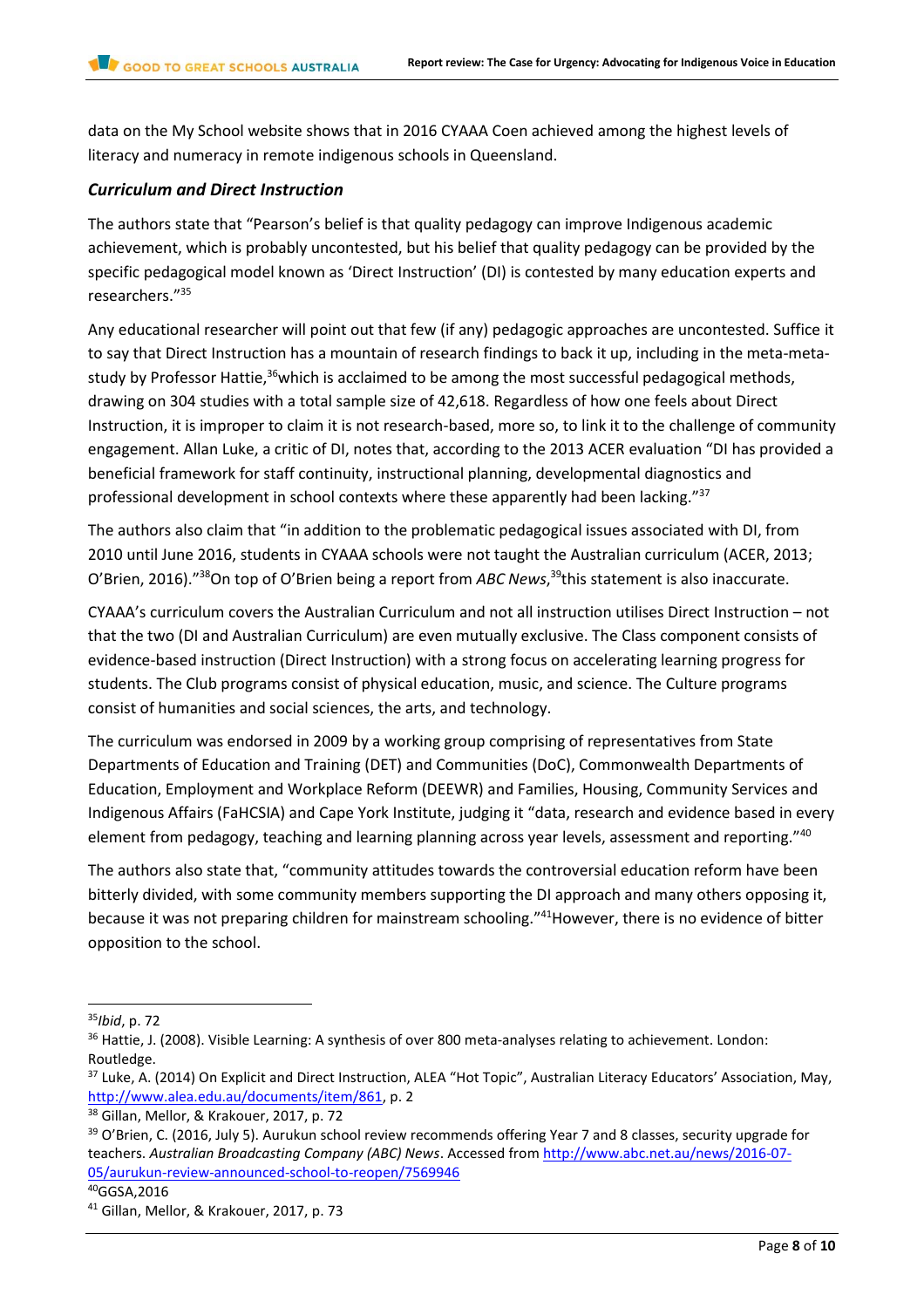data on the My School website shows that in 2016 CYAAA Coen achieved among the highest levels of literacy and numeracy in remote indigenous schools in Queensland.

### *Curriculum and Direct Instruction*

The authors state that "Pearson's belief is that quality pedagogy can improve Indigenous academic achievement, which is probably uncontested, but his belief that quality pedagogy can be provided by the specific pedagogical model known as 'Direct Instruction' (DI) is contested by many education experts and researchers."[35]

Any educational researcher will point out that few (if any) pedagogic approaches are uncontested. Suffice it to say that Direct Instruction has a mountain of research findings to back it up, including in the meta-meta-study by Professor Hattie,[36]which is acclaimed to be among the most successful pedagogical methods, drawing on 304 studies with a total sample size of 42,618. Regardless of how one feels about Direct Instruction, it is improper to claim it is not research-based, more so, to link it to the challenge of community engagement. Allan Luke, a critic of DI, notes that, according to the 2013 ACER evaluation "DI has provided a beneficial framework for staff continuity, instructional planning, developmental diagnostics and professional development in school contexts where these apparently had been lacking."[37]

The authors also claim that "in addition to the problematic pedagogical issues associated with DI, from 2010 until June 2016, students in CYAAA schools were not taught the Australian curriculum (ACER, 2013; O'Brien, 2016)."[38]On top of O'Brien being a report from *ABC News*,[39]this statement is also inaccurate.

CYAAA's curriculum covers the Australian Curriculum and not all instruction utilises Direct Instruction – not that the two (DI and Australian Curriculum) are even mutually exclusive. The Class component consists of evidence-based instruction (Direct Instruction) with a strong focus on accelerating learning progress for students. The Club programs consist of physical education, music, and science. The Culture programs consist of humanities and social sciences, the arts, and technology.

The curriculum was endorsed in 2009 by a working group comprising of representatives from State Departments of Education and Training (DET) and Communities (DoC), Commonwealth Departments of Education, Employment and Workplace Reform (DEEWR) and Families, Housing, Community Services and Indigenous Affairs (FaHCSIA) and Cape York Institute, judging it "data, research and evidence based in every element from pedagogy, teaching and learning planning across year levels, assessment and reporting."[40]

The authors also state that, "community attitudes towards the controversial education reform have been bitterly divided, with some community members supporting the DI approach and many others opposing it, because it was not preparing children for mainstream schooling."[41]However, there is no evidence of bitter opposition to the school.

---

[35]*Ibid*, p. 72

[36] Hattie, J. (2008). Visible Learning: A synthesis of over 800 meta-analyses relating to achievement. London: Routledge.

[37] Luke, A. (2014) On Explicit and Direct Instruction, ALEA "Hot Topic", Australian Literacy Educators' Association, May, http://www.alea.edu.au/documents/item/861, p. 2

[38] Gillan, Mellor, & Krakouer, 2017, p. 72

[39] O'Brien, C. (2016, July 5). Aurukun school review recommends offering Year 7 and 8 classes, security upgrade for teachers. *Australian Broadcasting Company (ABC) News*. Accessed from http://www.abc.net.au/news/2016-07-05/aurukun-review-announced-school-to-reopen/7569946

[40]GGSA,2016

[41] Gillan, Mellor, & Krakouer, 2017, p. 73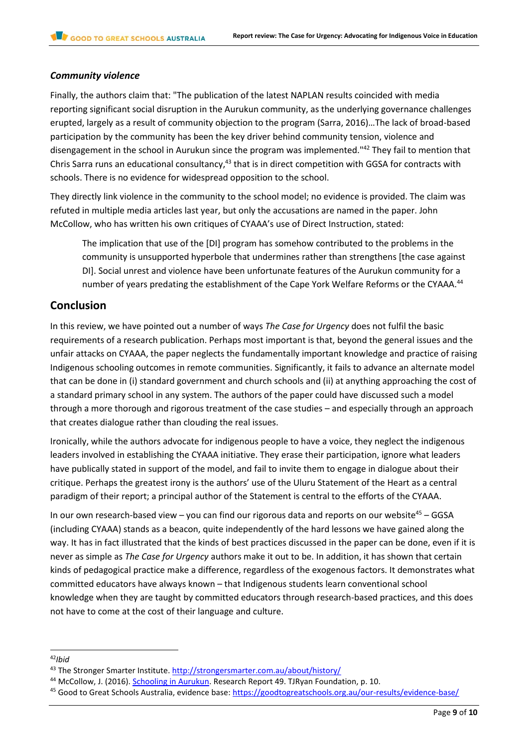### *Community violence*

Finally, the authors claim that: "The publication of the latest NAPLAN results coincided with media reporting significant social disruption in the Aurukun community, as the underlying governance challenges erupted, largely as a result of community objection to the program (Sarra, 2016)…The lack of broad-based participation by the community has been the key driver behind community tension, violence and disengagement in the school in Aurukun since the program was implemented."[42] They fail to mention that Chris Sarra runs an educational consultancy,[43] that is in direct competition with GGSA for contracts with schools. There is no evidence for widespread opposition to the school.

They directly link violence in the community to the school model; no evidence is provided. The claim was refuted in multiple media articles last year, but only the accusations are named in the paper. John McCollow, who has written his own critiques of CYAAA's use of Direct Instruction, stated:

> The implication that use of the [DI] program has somehow contributed to the problems in the community is unsupported hyperbole that undermines rather than strengthens [the case against DI]. Social unrest and violence have been unfortunate features of the Aurukun community for a number of years predating the establishment of the Cape York Welfare Reforms or the CYAAA.[44]

## Conclusion

In this review, we have pointed out a number of ways *The Case for Urgency* does not fulfil the basic requirements of a research publication. Perhaps most important is that, beyond the general issues and the unfair attacks on CYAAA, the paper neglects the fundamentally important knowledge and practice of raising Indigenous schooling outcomes in remote communities. Significantly, it fails to advance an alternate model that can be done in (i) standard government and church schools and (ii) at anything approaching the cost of a standard primary school in any system. The authors of the paper could have discussed such a model through a more thorough and rigorous treatment of the case studies – and especially through an approach that creates dialogue rather than clouding the real issues.

Ironically, while the authors advocate for indigenous people to have a voice, they neglect the indigenous leaders involved in establishing the CYAAA initiative. They erase their participation, ignore what leaders have publically stated in support of the model, and fail to invite them to engage in dialogue about their critique. Perhaps the greatest irony is the authors' use of the Uluru Statement of the Heart as a central paradigm of their report; a principal author of the Statement is central to the efforts of the CYAAA.

In our own research-based view – you can find our rigorous data and reports on our website[45] – GGSA (including CYAAA) stands as a beacon, quite independently of the hard lessons we have gained along the way. It has in fact illustrated that the kinds of best practices discussed in the paper can be done, even if it is never as simple as *The Case for Urgency* authors make it out to be. In addition, it has shown that certain kinds of pedagogical practice make a difference, regardless of the exogenous factors. It demonstrates what committed educators have always known – that Indigenous students learn conventional school knowledge when they are taught by committed educators through research-based practices, and this does not have to come at the cost of their language and culture.

---

[42] *Ibid*

[43] The Stronger Smarter Institute. http://strongersmarter.com.au/about/history/

[44] McCollow, J. (2016). Schooling in Aurukun. Research Report 49. TJRyan Foundation, p. 10.

[45] Good to Great Schools Australia, evidence base: https://goodtogreatschools.org.au/our-results/evidence-base/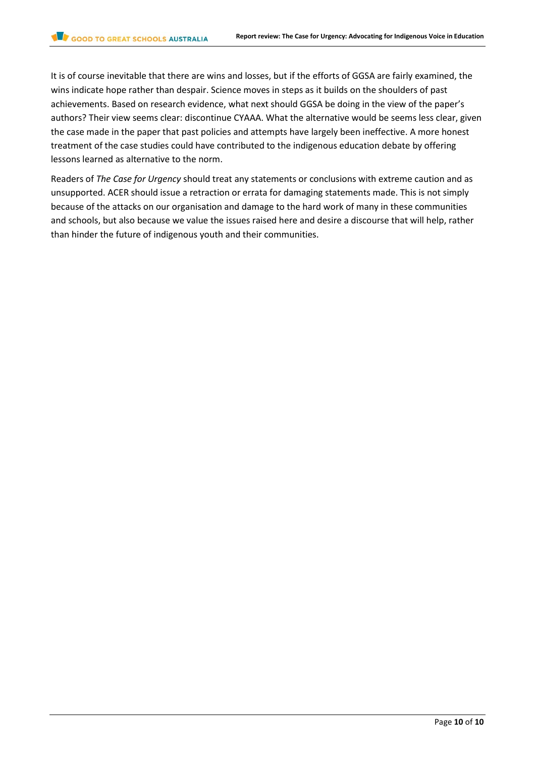It is of course inevitable that there are wins and losses, but if the efforts of GGSA are fairly examined, the wins indicate hope rather than despair. Science moves in steps as it builds on the shoulders of past achievements. Based on research evidence, what next should GGSA be doing in the view of the paper's authors? Their view seems clear: discontinue CYAAA. What the alternative would be seems less clear, given the case made in the paper that past policies and attempts have largely been ineffective. A more honest treatment of the case studies could have contributed to the indigenous education debate by offering lessons learned as alternative to the norm.

Readers of *The Case for Urgency* should treat any statements or conclusions with extreme caution and as unsupported. ACER should issue a retraction or errata for damaging statements made. This is not simply because of the attacks on our organisation and damage to the hard work of many in these communities and schools, but also because we value the issues raised here and desire a discourse that will help, rather than hinder the future of indigenous youth and their communities.